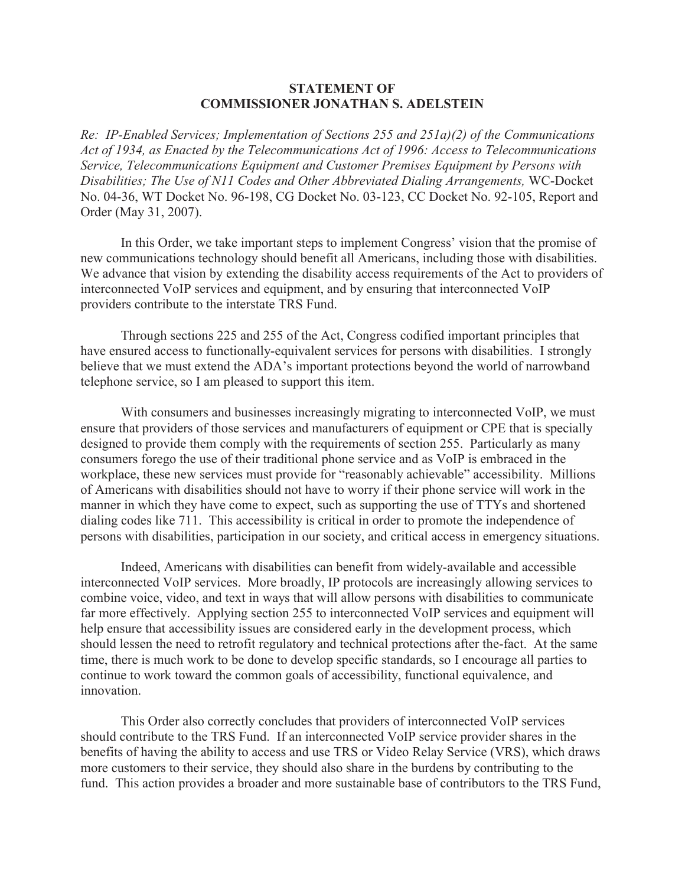**STATEMENT OF**
**COMMISSIONER JONATHAN S. ADELSTEIN**

*Re: IP-Enabled Services; Implementation of Sections 255 and 251a)(2) of the Communications Act of 1934, as Enacted by the Telecommunications Act of 1996: Access to Telecommunications Service, Telecommunications Equipment and Customer Premises Equipment by Persons with Disabilities; The Use of N11 Codes and Other Abbreviated Dialing Arrangements,* WC-Docket No. 04-36, WT Docket No. 96-198, CG Docket No. 03-123, CC Docket No. 92-105, Report and Order (May 31, 2007).

In this Order, we take important steps to implement Congress' vision that the promise of new communications technology should benefit all Americans, including those with disabilities. We advance that vision by extending the disability access requirements of the Act to providers of interconnected VoIP services and equipment, and by ensuring that interconnected VoIP providers contribute to the interstate TRS Fund.

Through sections 225 and 255 of the Act, Congress codified important principles that have ensured access to functionally-equivalent services for persons with disabilities. I strongly believe that we must extend the ADA's important protections beyond the world of narrowband telephone service, so I am pleased to support this item.

With consumers and businesses increasingly migrating to interconnected VoIP, we must ensure that providers of those services and manufacturers of equipment or CPE that is specially designed to provide them comply with the requirements of section 255. Particularly as many consumers forego the use of their traditional phone service and as VoIP is embraced in the workplace, these new services must provide for "reasonably achievable" accessibility. Millions of Americans with disabilities should not have to worry if their phone service will work in the manner in which they have come to expect, such as supporting the use of TTYs and shortened dialing codes like 711. This accessibility is critical in order to promote the independence of persons with disabilities, participation in our society, and critical access in emergency situations.

Indeed, Americans with disabilities can benefit from widely-available and accessible interconnected VoIP services. More broadly, IP protocols are increasingly allowing services to combine voice, video, and text in ways that will allow persons with disabilities to communicate far more effectively. Applying section 255 to interconnected VoIP services and equipment will help ensure that accessibility issues are considered early in the development process, which should lessen the need to retrofit regulatory and technical protections after the-fact. At the same time, there is much work to be done to develop specific standards, so I encourage all parties to continue to work toward the common goals of accessibility, functional equivalence, and innovation.

This Order also correctly concludes that providers of interconnected VoIP services should contribute to the TRS Fund. If an interconnected VoIP service provider shares in the benefits of having the ability to access and use TRS or Video Relay Service (VRS), which draws more customers to their service, they should also share in the burdens by contributing to the fund. This action provides a broader and more sustainable base of contributors to the TRS Fund,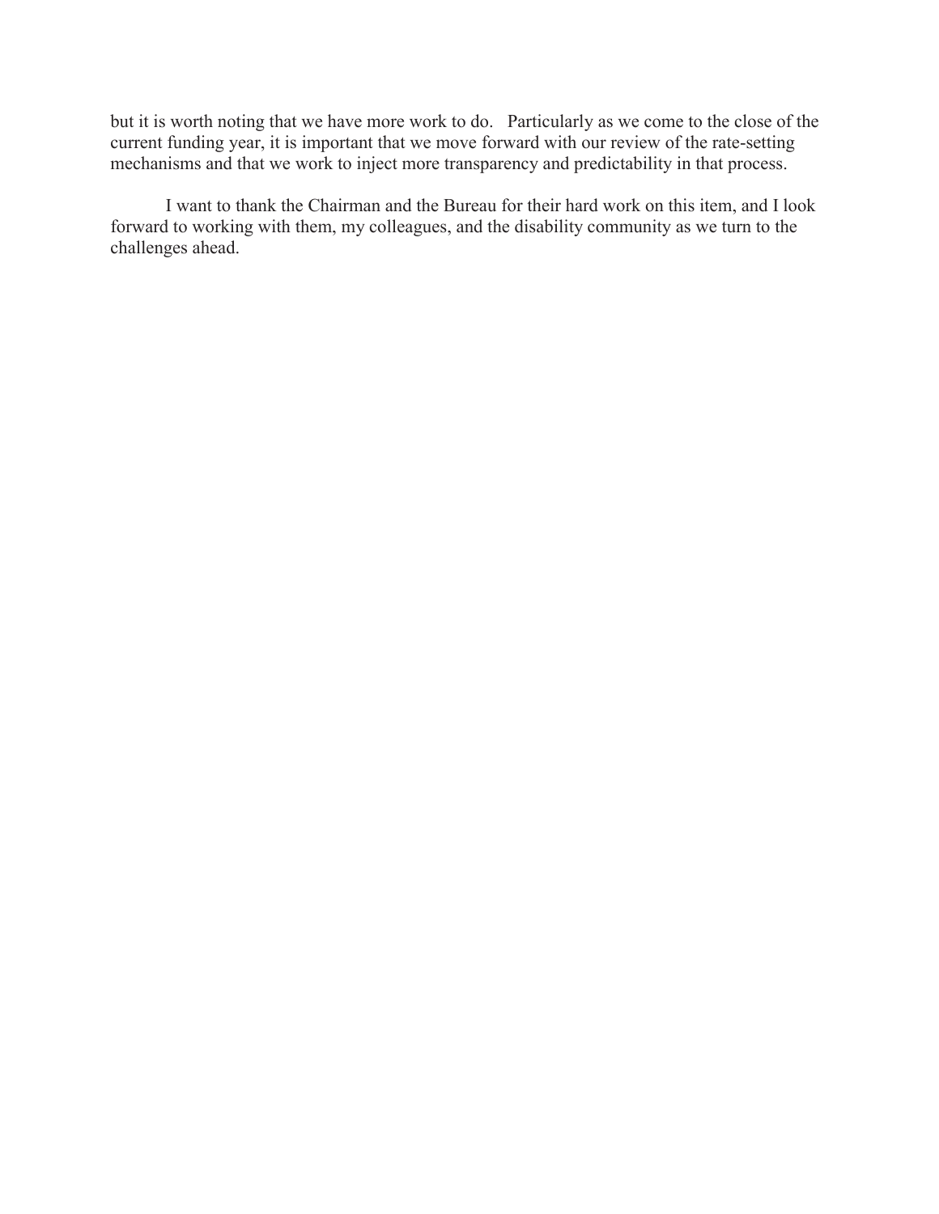but it is worth noting that we have more work to do. Particularly as we come to the close of the current funding year, it is important that we move forward with our review of the rate-setting mechanisms and that we work to inject more transparency and predictability in that process.

I want to thank the Chairman and the Bureau for their hard work on this item, and I look forward to working with them, my colleagues, and the disability community as we turn to the challenges ahead.